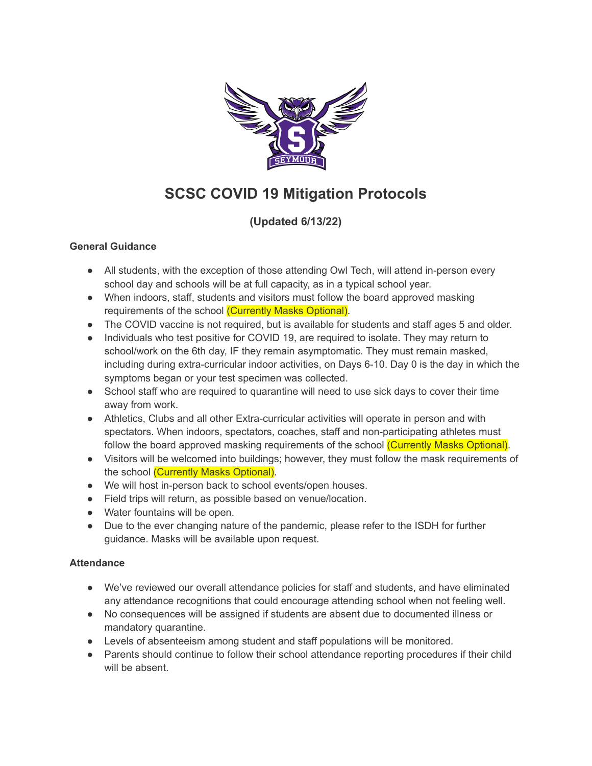# SCSC COVID 19 Mitigation Protocols

### (Updated 6/13/22)

**General Guidance**

- All students, with the exception of those attending Owl Tech, will attend in-person every school day and schools will be at full capacity, as in a typical school year.
- When indoors, staff, students and visitors must follow the board approved masking requirements of the school (Currently Masks Optional).
- The COVID vaccine is not required, but is available for students and staff ages 5 and older.
- Individuals who test positive for COVID 19, are required to isolate. They may return to school/work on the 6th day, IF they remain asymptomatic. They must remain masked, including during extra-curricular indoor activities, on Days 6-10. Day 0 is the day in which the symptoms began or your test specimen was collected.
- School staff who are required to quarantine will need to use sick days to cover their time away from work.
- Athletics, Clubs and all other Extra-curricular activities will operate in person and with spectators. When indoors, spectators, coaches, staff and non-participating athletes must follow the board approved masking requirements of the school (Currently Masks Optional).
- Visitors will be welcomed into buildings; however, they must follow the mask requirements of the school (Currently Masks Optional).
- We will host in-person back to school events/open houses.
- Field trips will return, as possible based on venue/location.
- Water fountains will be open.
- Due to the ever changing nature of the pandemic, please refer to the ISDH for further guidance. Masks will be available upon request.

**Attendance**

- We've reviewed our overall attendance policies for staff and students, and have eliminated any attendance recognitions that could encourage attending school when not feeling well.
- No consequences will be assigned if students are absent due to documented illness or mandatory quarantine.
- Levels of absenteeism among student and staff populations will be monitored.
- Parents should continue to follow their school attendance reporting procedures if their child will be absent.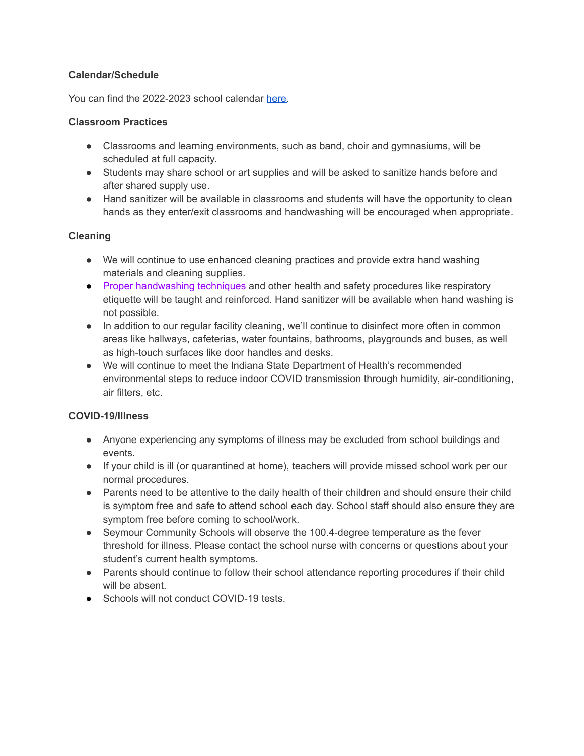**Calendar/Schedule**

You can find the 2022-2023 school calendar here.

**Classroom Practices**

- Classrooms and learning environments, such as band, choir and gymnasiums, will be scheduled at full capacity.
- Students may share school or art supplies and will be asked to sanitize hands before and after shared supply use.
- Hand sanitizer will be available in classrooms and students will have the opportunity to clean hands as they enter/exit classrooms and handwashing will be encouraged when appropriate.

**Cleaning**

- We will continue to use enhanced cleaning practices and provide extra hand washing materials and cleaning supplies.
- Proper handwashing techniques and other health and safety procedures like respiratory etiquette will be taught and reinforced. Hand sanitizer will be available when hand washing is not possible.
- In addition to our regular facility cleaning, we'll continue to disinfect more often in common areas like hallways, cafeterias, water fountains, bathrooms, playgrounds and buses, as well as high-touch surfaces like door handles and desks.
- We will continue to meet the Indiana State Department of Health's recommended environmental steps to reduce indoor COVID transmission through humidity, air-conditioning, air filters, etc.

**COVID-19/Illness**

- Anyone experiencing any symptoms of illness may be excluded from school buildings and events.
- If your child is ill (or quarantined at home), teachers will provide missed school work per our normal procedures.
- Parents need to be attentive to the daily health of their children and should ensure their child is symptom free and safe to attend school each day. School staff should also ensure they are symptom free before coming to school/work.
- Seymour Community Schools will observe the 100.4-degree temperature as the fever threshold for illness. Please contact the school nurse with concerns or questions about your student's current health symptoms.
- Parents should continue to follow their school attendance reporting procedures if their child will be absent.
- Schools will not conduct COVID-19 tests.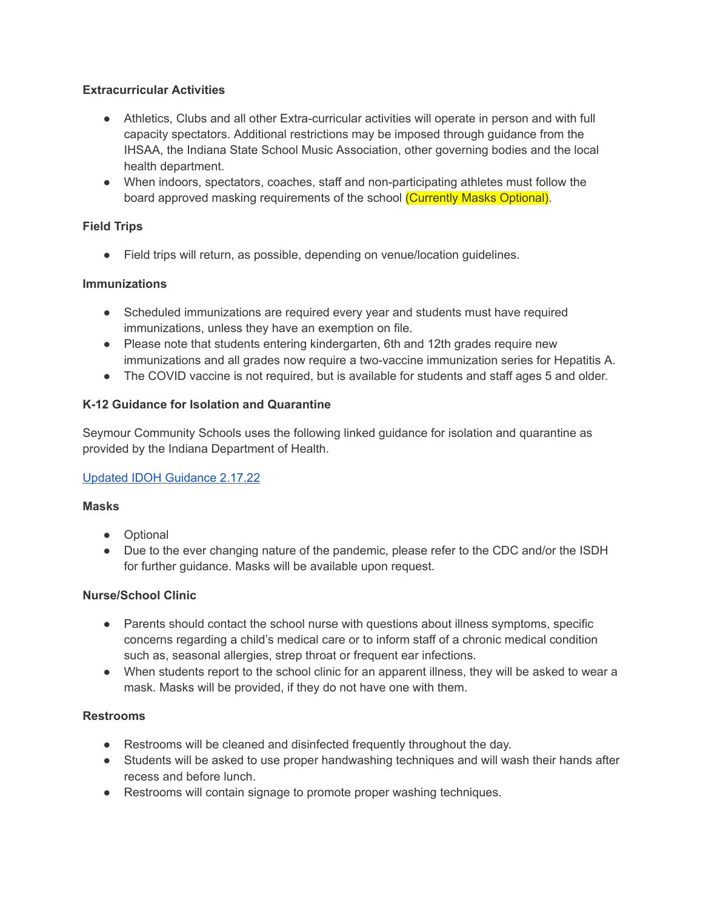**Extracurricular Activities**

- Athletics, Clubs and all other Extra-curricular activities will operate in person and with full capacity spectators. Additional restrictions may be imposed through guidance from the IHSAA, the Indiana State School Music Association, other governing bodies and the local health department.
- When indoors, spectators, coaches, staff and non-participating athletes must follow the board approved masking requirements of the school (Currently Masks Optional).

**Field Trips**

- Field trips will return, as possible, depending on venue/location guidelines.

**Immunizations**

- Scheduled immunizations are required every year and students must have required immunizations, unless they have an exemption on file.
- Please note that students entering kindergarten, 6th and 12th grades require new immunizations and all grades now require a two-vaccine immunization series for Hepatitis A.
- The COVID vaccine is not required, but is available for students and staff ages 5 and older.

**K-12 Guidance for Isolation and Quarantine**

Seymour Community Schools uses the following linked guidance for isolation and quarantine as provided by the Indiana Department of Health.

Updated IDOH Guidance 2.17.22

**Masks**

- Optional
- Due to the ever changing nature of the pandemic, please refer to the CDC and/or the ISDH for further guidance. Masks will be available upon request.

**Nurse/School Clinic**

- Parents should contact the school nurse with questions about illness symptoms, specific concerns regarding a child's medical care or to inform staff of a chronic medical condition such as, seasonal allergies, strep throat or frequent ear infections.
- When students report to the school clinic for an apparent illness, they will be asked to wear a mask. Masks will be provided, if they do not have one with them.

**Restrooms**

- Restrooms will be cleaned and disinfected frequently throughout the day.
- Students will be asked to use proper handwashing techniques and will wash their hands after recess and before lunch.
- Restrooms will contain signage to promote proper washing techniques.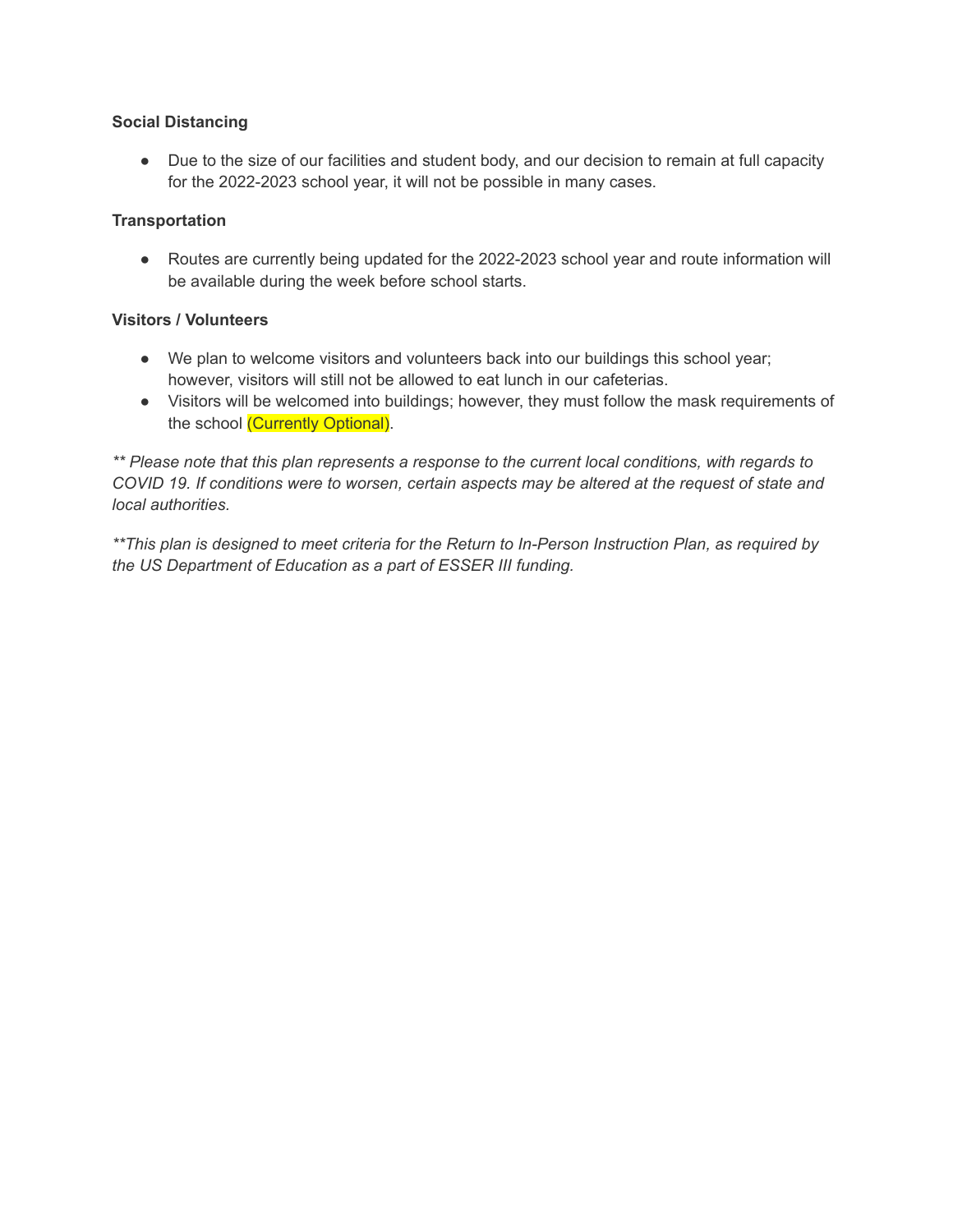**Social Distancing**

- Due to the size of our facilities and student body, and our decision to remain at full capacity for the 2022-2023 school year, it will not be possible in many cases.

**Transportation**

- Routes are currently being updated for the 2022-2023 school year and route information will be available during the week before school starts.

**Visitors / Volunteers**

- We plan to welcome visitors and volunteers back into our buildings this school year; however, visitors will still not be allowed to eat lunch in our cafeterias.
- Visitors will be welcomed into buildings; however, they must follow the mask requirements of the school (Currently Optional).

*** Please note that this plan represents a response to the current local conditions, with regards to COVID 19. If conditions were to worsen, certain aspects may be altered at the request of state and local authorities.*

***This plan is designed to meet criteria for the Return to In-Person Instruction Plan, as required by the US Department of Education as a part of ESSER III funding.*